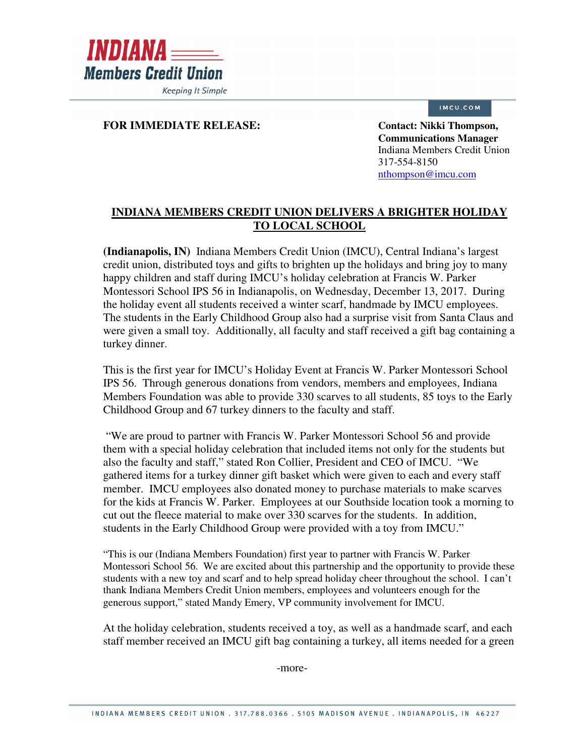**INDIANA Members Credit Union**
*Keeping It Simple*

IMCU.COM

**FOR IMMEDIATE RELEASE:**

**Contact: Nikki Thompson, Communications Manager**
Indiana Members Credit Union
317-554-8150
nthompson@imcu.com

## INDIANA MEMBERS CREDIT UNION DELIVERS A BRIGHTER HOLIDAY TO LOCAL SCHOOL

**(Indianapolis, IN)** Indiana Members Credit Union (IMCU), Central Indiana's largest credit union, distributed toys and gifts to brighten up the holidays and bring joy to many happy children and staff during IMCU's holiday celebration at Francis W. Parker Montessori School IPS 56 in Indianapolis, on Wednesday, December 13, 2017. During the holiday event all students received a winter scarf, handmade by IMCU employees. The students in the Early Childhood Group also had a surprise visit from Santa Claus and were given a small toy. Additionally, all faculty and staff received a gift bag containing a turkey dinner.

This is the first year for IMCU's Holiday Event at Francis W. Parker Montessori School IPS 56. Through generous donations from vendors, members and employees, Indiana Members Foundation was able to provide 330 scarves to all students, 85 toys to the Early Childhood Group and 67 turkey dinners to the faculty and staff.

"We are proud to partner with Francis W. Parker Montessori School 56 and provide them with a special holiday celebration that included items not only for the students but also the faculty and staff," stated Ron Collier, President and CEO of IMCU. "We gathered items for a turkey dinner gift basket which were given to each and every staff member. IMCU employees also donated money to purchase materials to make scarves for the kids at Francis W. Parker. Employees at our Southside location took a morning to cut out the fleece material to make over 330 scarves for the students. In addition, students in the Early Childhood Group were provided with a toy from IMCU."

"This is our (Indiana Members Foundation) first year to partner with Francis W. Parker Montessori School 56. We are excited about this partnership and the opportunity to provide these students with a new toy and scarf and to help spread holiday cheer throughout the school. I can't thank Indiana Members Credit Union members, employees and volunteers enough for the generous support," stated Mandy Emery, VP community involvement for IMCU.

At the holiday celebration, students received a toy, as well as a handmade scarf, and each staff member received an IMCU gift bag containing a turkey, all items needed for a green

-more-

INDIANA MEMBERS CREDIT UNION . 317.788.0366 . 5105 MADISON AVENUE . INDIANAPOLIS, IN 46227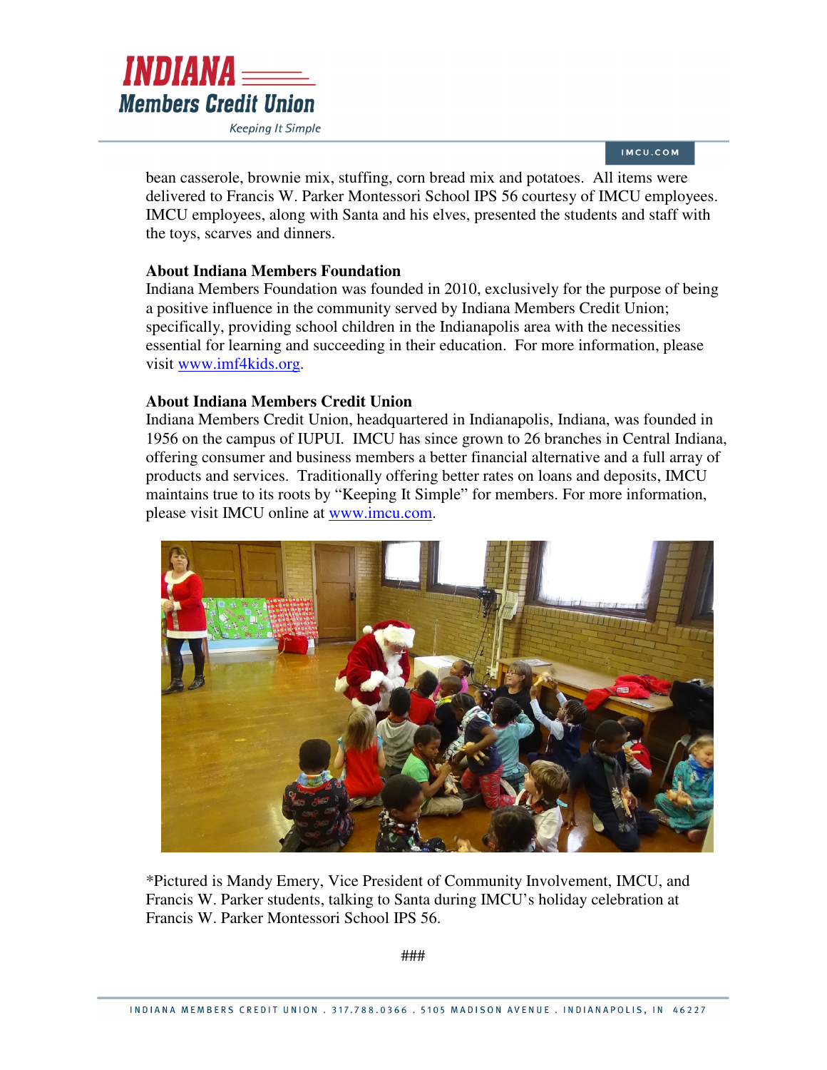bean casserole, brownie mix, stuffing, corn bread mix and potatoes. All items were delivered to Francis W. Parker Montessori School IPS 56 courtesy of IMCU employees. IMCU employees, along with Santa and his elves, presented the students and staff with the toys, scarves and dinners.

**About Indiana Members Foundation**

Indiana Members Foundation was founded in 2010, exclusively for the purpose of being a positive influence in the community served by Indiana Members Credit Union; specifically, providing school children in the Indianapolis area with the necessities essential for learning and succeeding in their education. For more information, please visit www.imf4kids.org.

**About Indiana Members Credit Union**

Indiana Members Credit Union, headquartered in Indianapolis, Indiana, was founded in 1956 on the campus of IUPUI. IMCU has since grown to 26 branches in Central Indiana, offering consumer and business members a better financial alternative and a full array of products and services. Traditionally offering better rates on loans and deposits, IMCU maintains true to its roots by "Keeping It Simple" for members. For more information, please visit IMCU online at www.imcu.com.

*Pictured is Mandy Emery, Vice President of Community Involvement, IMCU, and Francis W. Parker students, talking to Santa during IMCU's holiday celebration at Francis W. Parker Montessori School IPS 56.

###